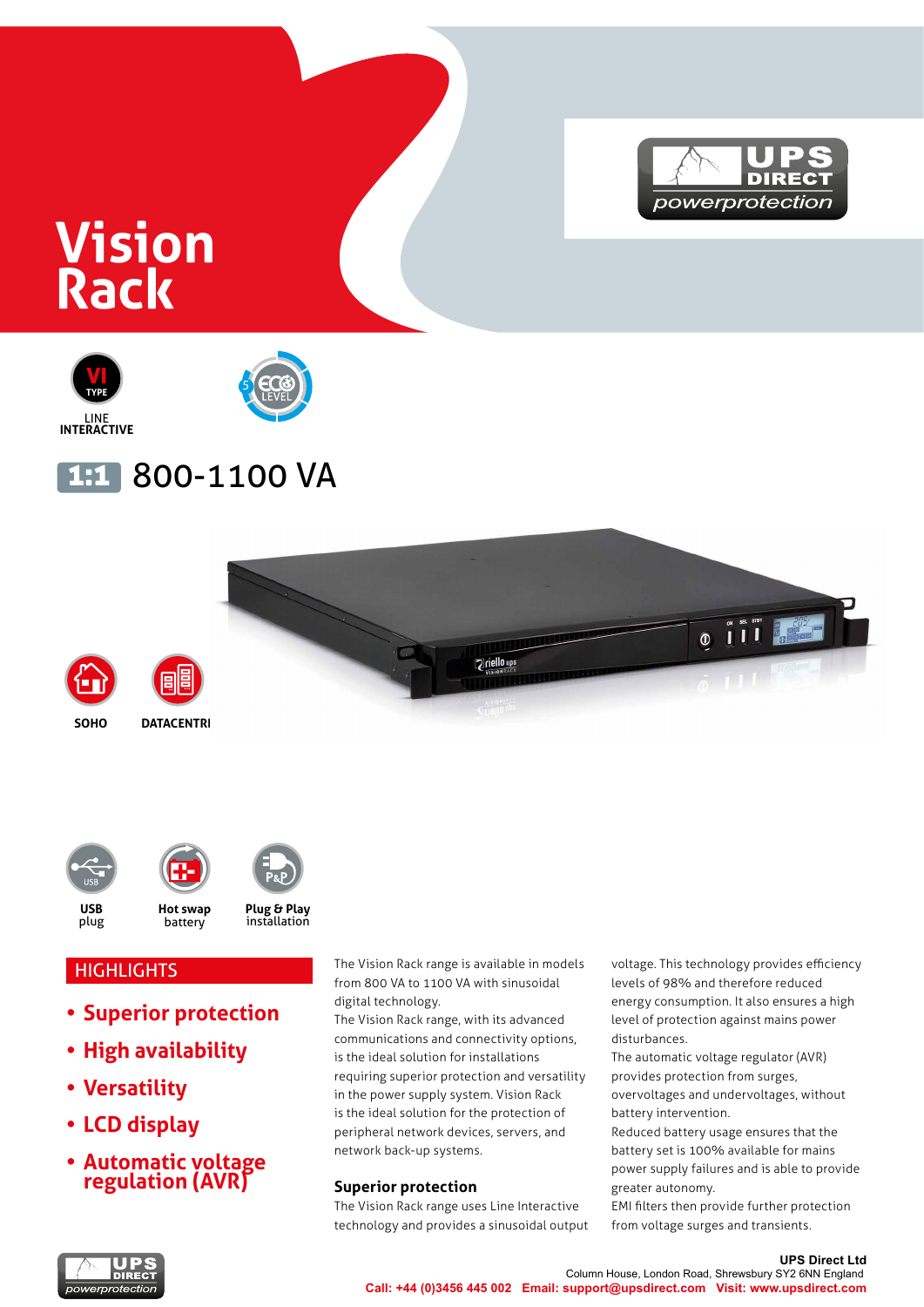# Vision Rack

VI TYPE LINE INTERACTIVE

ECO LEVEL 5

**1:1** 800-1100 VA

SOHO

DATACENTRI

USB plug

Hot swap battery

Plug & Play installation

## HIGHLIGHTS

- **Superior protection**
- **High availability**
- **Versatility**
- **LCD display**
- **Automatic voltage regulation (AVR)**

The Vision Rack range is available in models from 800 VA to 1100 VA with sinusoidal digital technology.
The Vision Rack range, with its advanced communications and connectivity options, is the ideal solution for installations requiring superior protection and versatility in the power supply system. Vision Rack is the ideal solution for the protection of peripheral network devices, servers, and network back-up systems.

### Superior protection

The Vision Rack range uses Line Interactive technology and provides a sinusoidal output voltage. This technology provides efficiency levels of 98% and therefore reduced energy consumption. It also ensures a high level of protection against mains power disturbances.
The automatic voltage regulator (AVR) provides protection from surges, overvoltages and undervoltages, without battery intervention.
Reduced battery usage ensures that the battery set is 100% available for mains power supply failures and is able to provide greater autonomy.
EMI filters then provide further protection from voltage surges and transients.

**UPS Direct Ltd**
Column House, London Road, Shrewsbury SY2 6NN England
Call: +44 (0)3456 445 002 Email: support@upsdirect.com Visit: www.upsdirect.com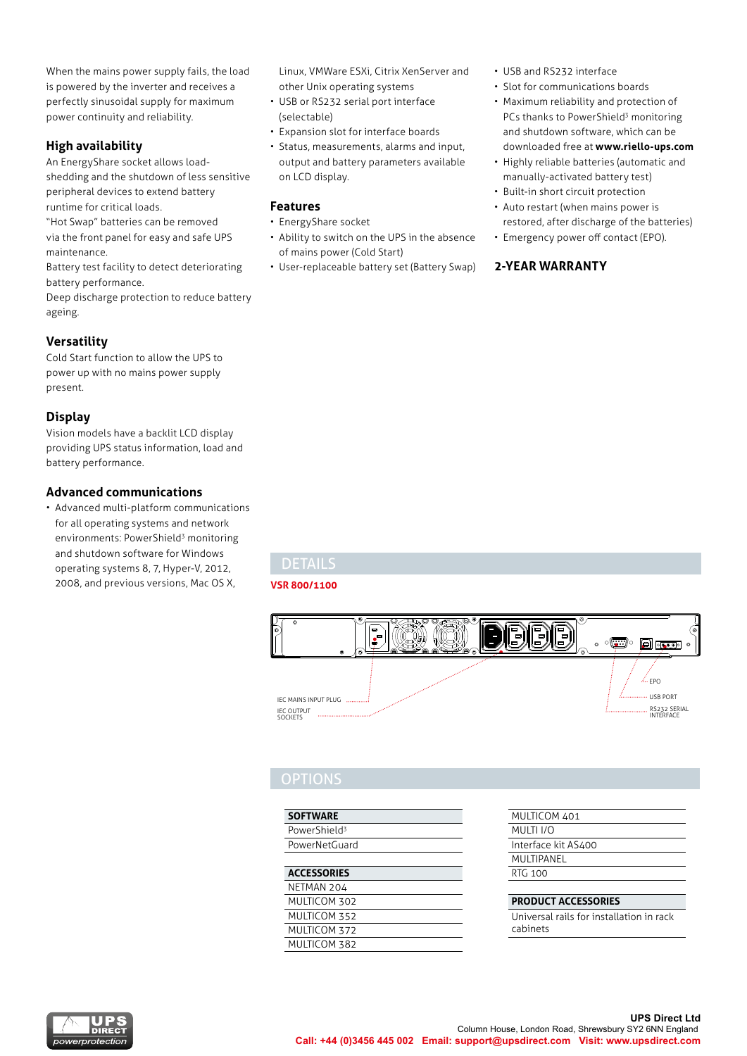When the mains power supply fails, the load is powered by the inverter and receives a perfectly sinusoidal supply for maximum power continuity and reliability.

## High availability

An EnergyShare socket allows load-shedding and the shutdown of less sensitive peripheral devices to extend battery runtime for critical loads.
"Hot Swap" batteries can be removed via the front panel for easy and safe UPS maintenance.
Battery test facility to detect deteriorating battery performance.
Deep discharge protection to reduce battery ageing.

## Versatility

Cold Start function to allow the UPS to power up with no mains power supply present.

## Display

Vision models have a backlit LCD display providing UPS status information, load and battery performance.

## Advanced communications

- Advanced multi-platform communications for all operating systems and network environments: PowerShield[3] monitoring and shutdown software for Windows operating systems 8, 7, Hyper-V, 2012, 2008, and previous versions, Mac OS X, Linux, VMWare ESXi, Citrix XenServer and other Unix operating systems
- USB or RS232 serial port interface (selectable)
- Expansion slot for interface boards
- Status, measurements, alarms and input, output and battery parameters available on LCD display.

## Features

- EnergyShare socket
- Ability to switch on the UPS in the absence of mains power (Cold Start)
- User-replaceable battery set (Battery Swap)
- USB and RS232 interface
- Slot for communications boards
- Maximum reliability and protection of PCs thanks to PowerShield[3] monitoring and shutdown software, which can be downloaded free at **www.riello-ups.com**
- Highly reliable batteries (automatic and manually-activated battery test)
- Built-in short circuit protection
- Auto restart (when mains power is restored, after discharge of the batteries)
- Emergency power off contact (EPO).

## 2-YEAR WARRANTY

## DETAILS

**VSR 800/1100**

IEC MAINS INPUT PLUG
IEC OUTPUT SOCKETS
EPO
USB PORT
RS232 SERIAL INTERFACE

## OPTIONS

| SOFTWARE |
|---|
| PowerShield[3] |
| PowerNetGuard |

| ACCESSORIES |
|---|
| NETMAN 204 |
| MULTICOM 302 |
| MULTICOM 352 |
| MULTICOM 372 |
| MULTICOM 382 |
| MULTICOM 401 |
| MULTI I/O |
| Interface kit AS400 |
| MULTIPANEL |
| RTG 100 |

| PRODUCT ACCESSORIES |
|---|
| Universal rails for installation in rack cabinets |

**UPS Direct Ltd**
Column House, London Road, Shrewsbury SY2 6NN England
**Call: +44 (0)3456 445 002 Email: support@upsdirect.com Visit: www.upsdirect.com**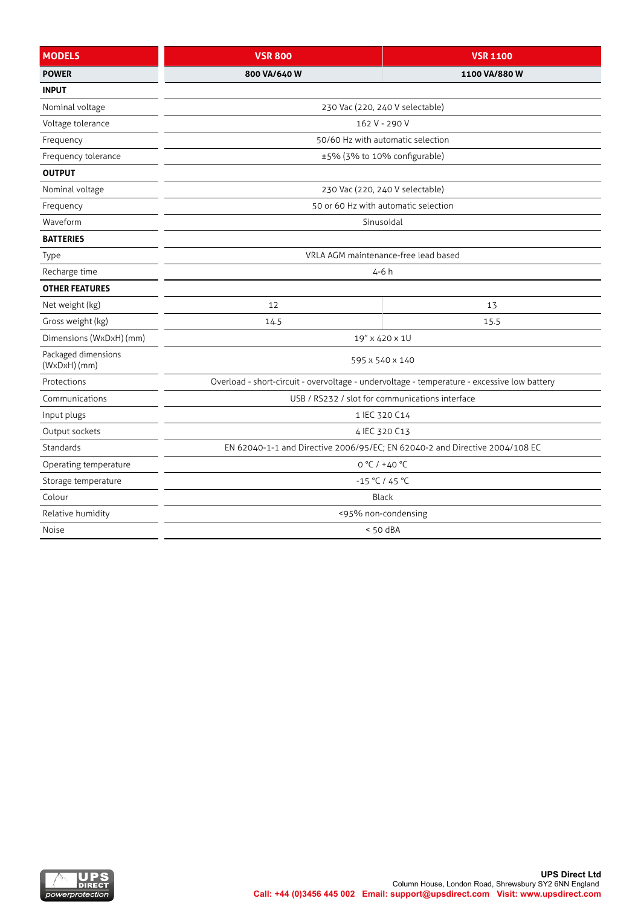| MODELS | VSR 800 | VSR 1100 |
|---|---|---|
| **POWER** | **800 VA/640 W** | **1100 VA/880 W** |
| **INPUT** | | |
| Nominal voltage | 230 Vac (220, 240 V selectable) | |
| Voltage tolerance | 162 V - 290 V | |
| Frequency | 50/60 Hz with automatic selection | |
| Frequency tolerance | ±5% (3% to 10% configurable) | |
| **OUTPUT** | | |
| Nominal voltage | 230 Vac (220, 240 V selectable) | |
| Frequency | 50 or 60 Hz with automatic selection | |
| Waveform | Sinusoidal | |
| **BATTERIES** | | |
| Type | VRLA AGM maintenance-free lead based | |
| Recharge time | 4-6 h | |
| **OTHER FEATURES** | | |
| Net weight (kg) | 12 | 13 |
| Gross weight (kg) | 14.5 | 15.5 |
| Dimensions (WxDxH) (mm) | 19" x 420 x 1U | |
| Packaged dimensions (WxDxH) (mm) | 595 x 540 x 140 | |
| Protections | Overload - short-circuit - overvoltage - undervoltage - temperature - excessive low battery | |
| Communications | USB / RS232 / slot for communications interface | |
| Input plugs | 1 IEC 320 C14 | |
| Output sockets | 4 IEC 320 C13 | |
| Standards | EN 62040-1-1 and Directive 2006/95/EC; EN 62040-2 and Directive 2004/108 EC | |
| Operating temperature | 0 °C / +40 °C | |
| Storage temperature | -15 °C / 45 °C | |
| Colour | Black | |
| Relative humidity | <95% non-condensing | |
| Noise | < 50 dBA | |

UPS DIRECT powerprotection

**UPS Direct Ltd**
Column House, London Road, Shrewsbury SY2 6NN England
**Call: +44 (0)3456 445 002 Email: support@upsdirect.com Visit: www.upsdirect.com**